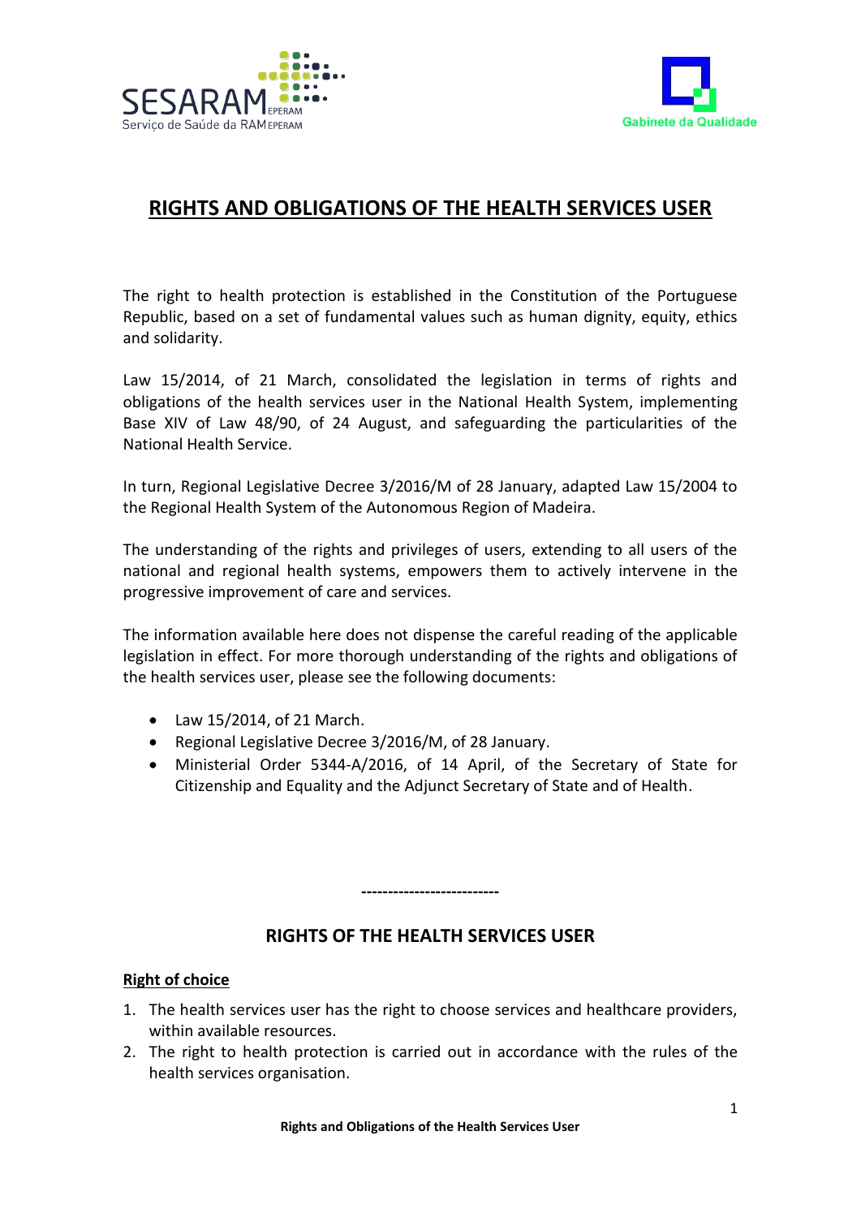# RIGHTS AND OBLIGATIONS OF THE HEALTH SERVICES USER

The right to health protection is established in the Constitution of the Portuguese Republic, based on a set of fundamental values such as human dignity, equity, ethics and solidarity.

Law 15/2014, of 21 March, consolidated the legislation in terms of rights and obligations of the health services user in the National Health System, implementing Base XIV of Law 48/90, of 24 August, and safeguarding the particularities of the National Health Service.

In turn, Regional Legislative Decree 3/2016/M of 28 January, adapted Law 15/2004 to the Regional Health System of the Autonomous Region of Madeira.

The understanding of the rights and privileges of users, extending to all users of the national and regional health systems, empowers them to actively intervene in the progressive improvement of care and services.

The information available here does not dispense the careful reading of the applicable legislation in effect. For more thorough understanding of the rights and obligations of the health services user, please see the following documents:

- Law 15/2014, of 21 March.
- Regional Legislative Decree 3/2016/M, of 28 January.
- Ministerial Order 5344-A/2016, of 14 April, of the Secretary of State for Citizenship and Equality and the Adjunct Secretary of State and of Health.

--------------------------

## RIGHTS OF THE HEALTH SERVICES USER

### Right of choice

1. The health services user has the right to choose services and healthcare providers, within available resources.
2. The right to health protection is carried out in accordance with the rules of the health services organisation.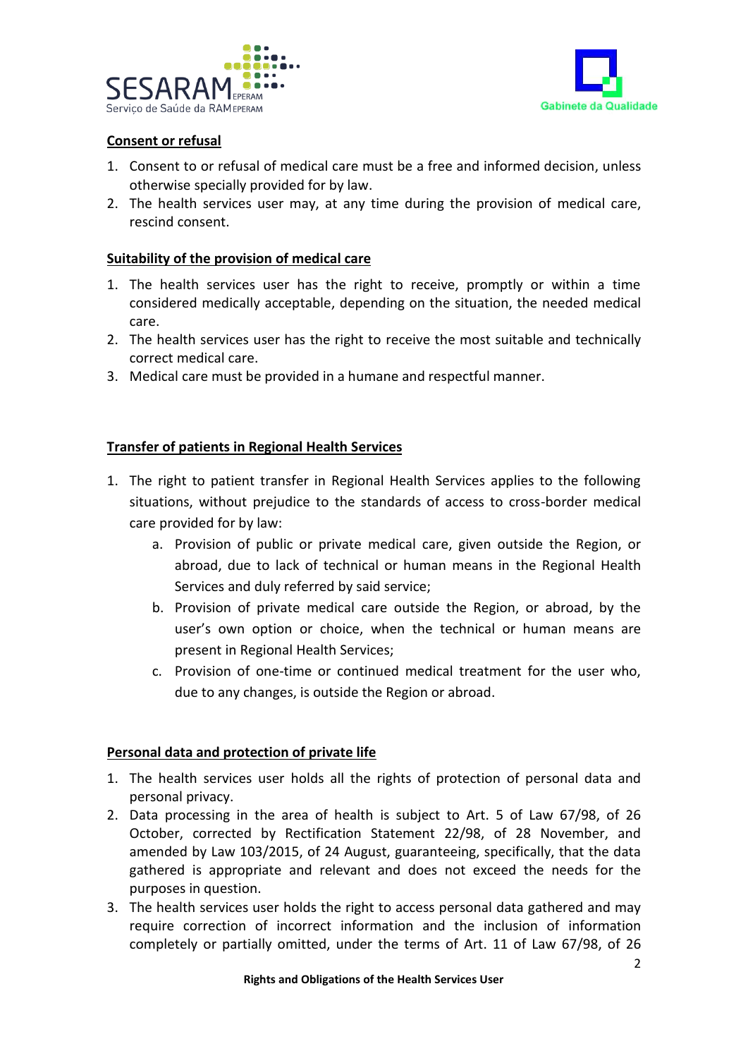**Consent or refusal**

1. Consent to or refusal of medical care must be a free and informed decision, unless otherwise specially provided for by law.
2. The health services user may, at any time during the provision of medical care, rescind consent.

**Suitability of the provision of medical care**

1. The health services user has the right to receive, promptly or within a time considered medically acceptable, depending on the situation, the needed medical care.
2. The health services user has the right to receive the most suitable and technically correct medical care.
3. Medical care must be provided in a humane and respectful manner.

**Transfer of patients in Regional Health Services**

1. The right to patient transfer in Regional Health Services applies to the following situations, without prejudice to the standards of access to cross-border medical care provided for by law:
   a. Provision of public or private medical care, given outside the Region, or abroad, due to lack of technical or human means in the Regional Health Services and duly referred by said service;
   b. Provision of private medical care outside the Region, or abroad, by the user's own option or choice, when the technical or human means are present in Regional Health Services;
   c. Provision of one-time or continued medical treatment for the user who, due to any changes, is outside the Region or abroad.

**Personal data and protection of private life**

1. The health services user holds all the rights of protection of personal data and personal privacy.
2. Data processing in the area of health is subject to Art. 5 of Law 67/98, of 26 October, corrected by Rectification Statement 22/98, of 28 November, and amended by Law 103/2015, of 24 August, guaranteeing, specifically, that the data gathered is appropriate and relevant and does not exceed the needs for the purposes in question.
3. The health services user holds the right to access personal data gathered and may require correction of incorrect information and the inclusion of information completely or partially omitted, under the terms of Art. 11 of Law 67/98, of 26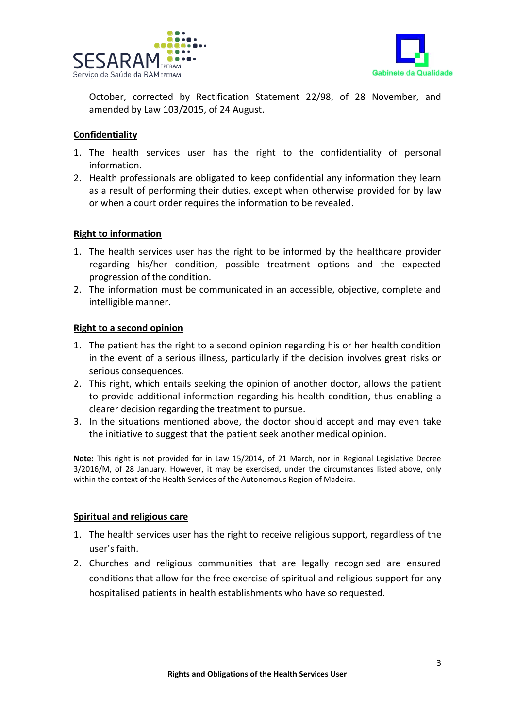October, corrected by Rectification Statement 22/98, of 28 November, and amended by Law 103/2015, of 24 August.

## Confidentiality

1. The health services user has the right to the confidentiality of personal information.
2. Health professionals are obligated to keep confidential any information they learn as a result of performing their duties, except when otherwise provided for by law or when a court order requires the information to be revealed.

## Right to information

1. The health services user has the right to be informed by the healthcare provider regarding his/her condition, possible treatment options and the expected progression of the condition.
2. The information must be communicated in an accessible, objective, complete and intelligible manner.

## Right to a second opinion

1. The patient has the right to a second opinion regarding his or her health condition in the event of a serious illness, particularly if the decision involves great risks or serious consequences.
2. This right, which entails seeking the opinion of another doctor, allows the patient to provide additional information regarding his health condition, thus enabling a clearer decision regarding the treatment to pursue.
3. In the situations mentioned above, the doctor should accept and may even take the initiative to suggest that the patient seek another medical opinion.

**Note:** This right is not provided for in Law 15/2014, of 21 March, nor in Regional Legislative Decree 3/2016/M, of 28 January. However, it may be exercised, under the circumstances listed above, only within the context of the Health Services of the Autonomous Region of Madeira.

## Spiritual and religious care

1. The health services user has the right to receive religious support, regardless of the user's faith.
2. Churches and religious communities that are legally recognised are ensured conditions that allow for the free exercise of spiritual and religious support for any hospitalised patients in health establishments who have so requested.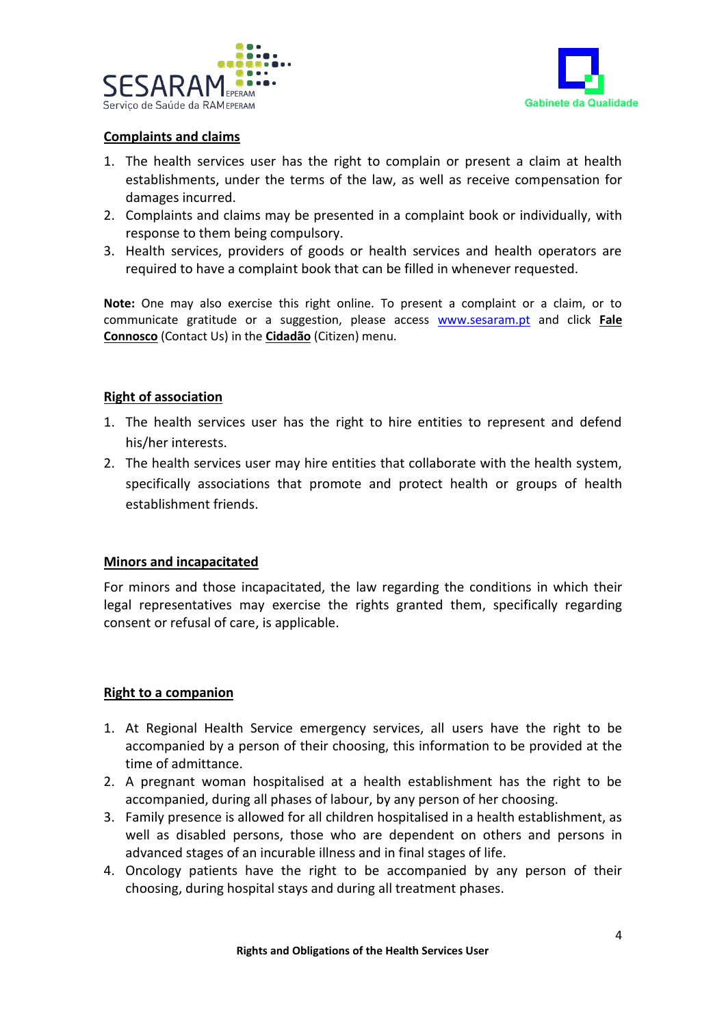## Complaints and claims

1. The health services user has the right to complain or present a claim at health establishments, under the terms of the law, as well as receive compensation for damages incurred.
2. Complaints and claims may be presented in a complaint book or individually, with response to them being compulsory.
3. Health services, providers of goods or health services and health operators are required to have a complaint book that can be filled in whenever requested.

**Note:** One may also exercise this right online. To present a complaint or a claim, or to communicate gratitude or a suggestion, please access www.sesaram.pt and click **Fale Connosco** (Contact Us) in the **Cidadão** (Citizen) menu.

## Right of association

1. The health services user has the right to hire entities to represent and defend his/her interests.
2. The health services user may hire entities that collaborate with the health system, specifically associations that promote and protect health or groups of health establishment friends.

## Minors and incapacitated

For minors and those incapacitated, the law regarding the conditions in which their legal representatives may exercise the rights granted them, specifically regarding consent or refusal of care, is applicable.

## Right to a companion

1. At Regional Health Service emergency services, all users have the right to be accompanied by a person of their choosing, this information to be provided at the time of admittance.
2. A pregnant woman hospitalised at a health establishment has the right to be accompanied, during all phases of labour, by any person of her choosing.
3. Family presence is allowed for all children hospitalised in a health establishment, as well as disabled persons, those who are dependent on others and persons in advanced stages of an incurable illness and in final stages of life.
4. Oncology patients have the right to be accompanied by any person of their choosing, during hospital stays and during all treatment phases.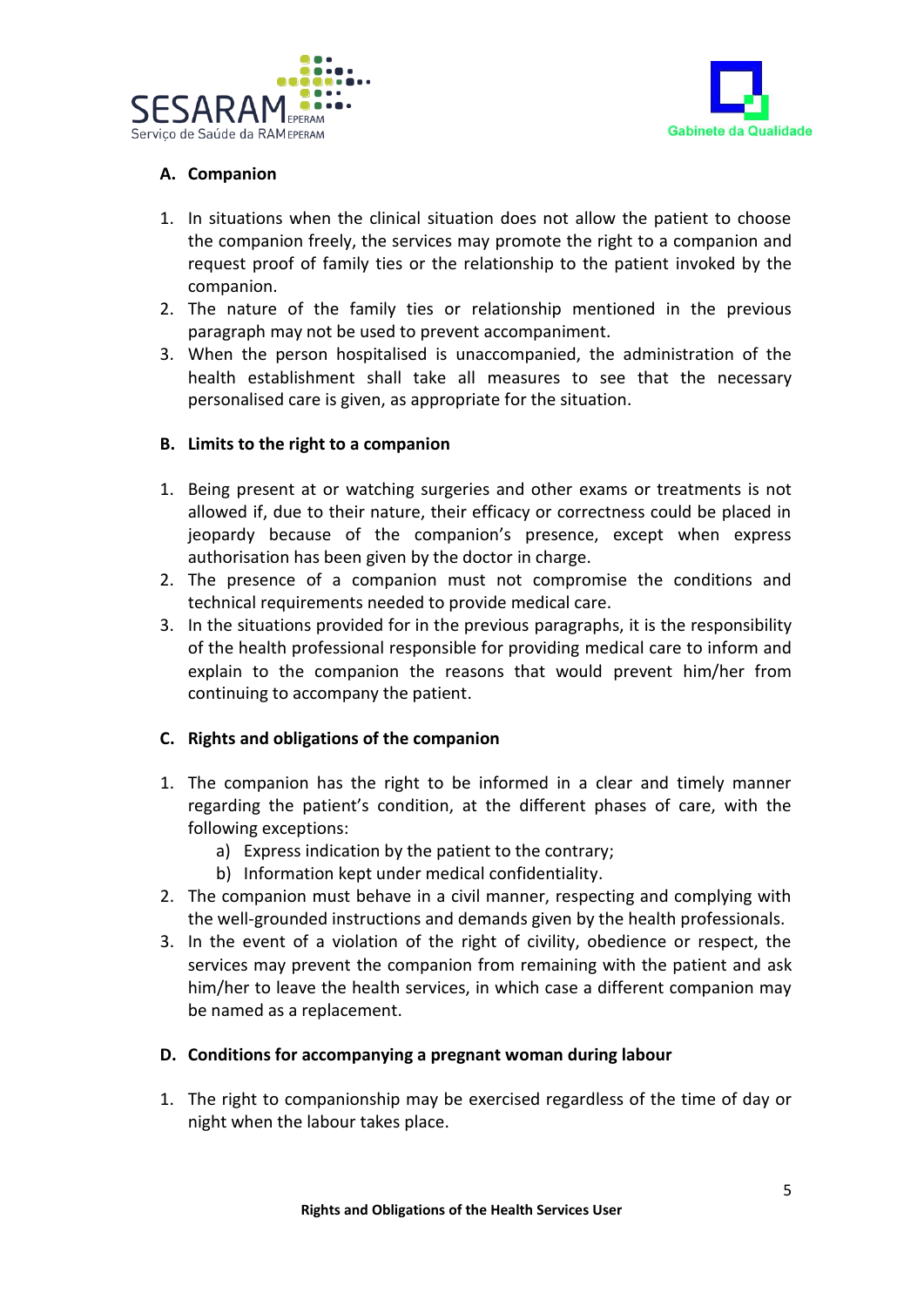## A. Companion

1. In situations when the clinical situation does not allow the patient to choose the companion freely, the services may promote the right to a companion and request proof of family ties or the relationship to the patient invoked by the companion.
2. The nature of the family ties or relationship mentioned in the previous paragraph may not be used to prevent accompaniment.
3. When the person hospitalised is unaccompanied, the administration of the health establishment shall take all measures to see that the necessary personalised care is given, as appropriate for the situation.

## B. Limits to the right to a companion

1. Being present at or watching surgeries and other exams or treatments is not allowed if, due to their nature, their efficacy or correctness could be placed in jeopardy because of the companion's presence, except when express authorisation has been given by the doctor in charge.
2. The presence of a companion must not compromise the conditions and technical requirements needed to provide medical care.
3. In the situations provided for in the previous paragraphs, it is the responsibility of the health professional responsible for providing medical care to inform and explain to the companion the reasons that would prevent him/her from continuing to accompany the patient.

## C. Rights and obligations of the companion

1. The companion has the right to be informed in a clear and timely manner regarding the patient's condition, at the different phases of care, with the following exceptions:
   a) Express indication by the patient to the contrary;
   b) Information kept under medical confidentiality.
2. The companion must behave in a civil manner, respecting and complying with the well-grounded instructions and demands given by the health professionals.
3. In the event of a violation of the right of civility, obedience or respect, the services may prevent the companion from remaining with the patient and ask him/her to leave the health services, in which case a different companion may be named as a replacement.

## D. Conditions for accompanying a pregnant woman during labour

1. The right to companionship may be exercised regardless of the time of day or night when the labour takes place.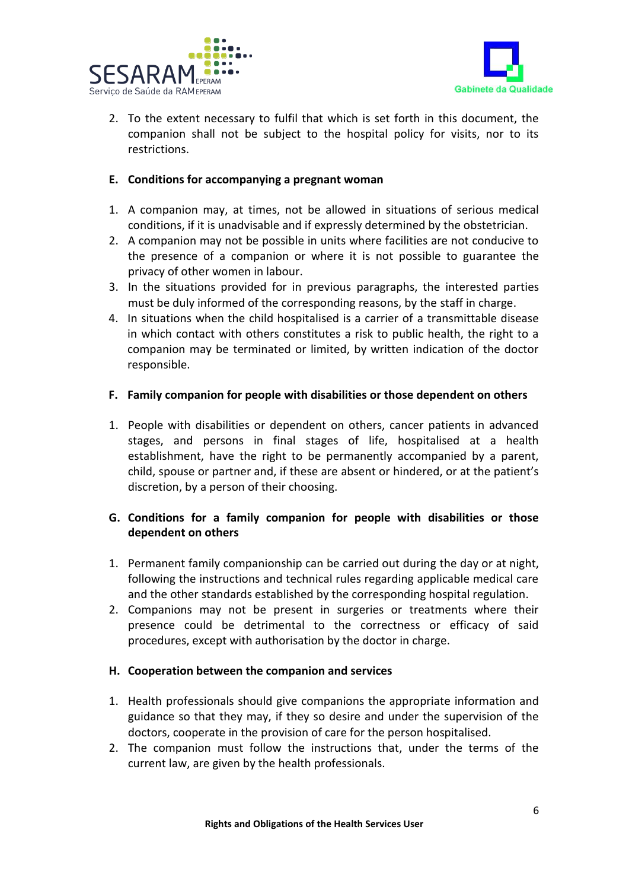2. To the extent necessary to fulfil that which is set forth in this document, the companion shall not be subject to the hospital policy for visits, nor to its restrictions.

**E. Conditions for accompanying a pregnant woman**

1. A companion may, at times, not be allowed in situations of serious medical conditions, if it is unadvisable and if expressly determined by the obstetrician.
2. A companion may not be possible in units where facilities are not conducive to the presence of a companion or where it is not possible to guarantee the privacy of other women in labour.
3. In the situations provided for in previous paragraphs, the interested parties must be duly informed of the corresponding reasons, by the staff in charge.
4. In situations when the child hospitalised is a carrier of a transmittable disease in which contact with others constitutes a risk to public health, the right to a companion may be terminated or limited, by written indication of the doctor responsible.

**F. Family companion for people with disabilities or those dependent on others**

1. People with disabilities or dependent on others, cancer patients in advanced stages, and persons in final stages of life, hospitalised at a health establishment, have the right to be permanently accompanied by a parent, child, spouse or partner and, if these are absent or hindered, or at the patient's discretion, by a person of their choosing.

**G. Conditions for a family companion for people with disabilities or those dependent on others**

1. Permanent family companionship can be carried out during the day or at night, following the instructions and technical rules regarding applicable medical care and the other standards established by the corresponding hospital regulation.
2. Companions may not be present in surgeries or treatments where their presence could be detrimental to the correctness or efficacy of said procedures, except with authorisation by the doctor in charge.

**H. Cooperation between the companion and services**

1. Health professionals should give companions the appropriate information and guidance so that they may, if they so desire and under the supervision of the doctors, cooperate in the provision of care for the person hospitalised.
2. The companion must follow the instructions that, under the terms of the current law, are given by the health professionals.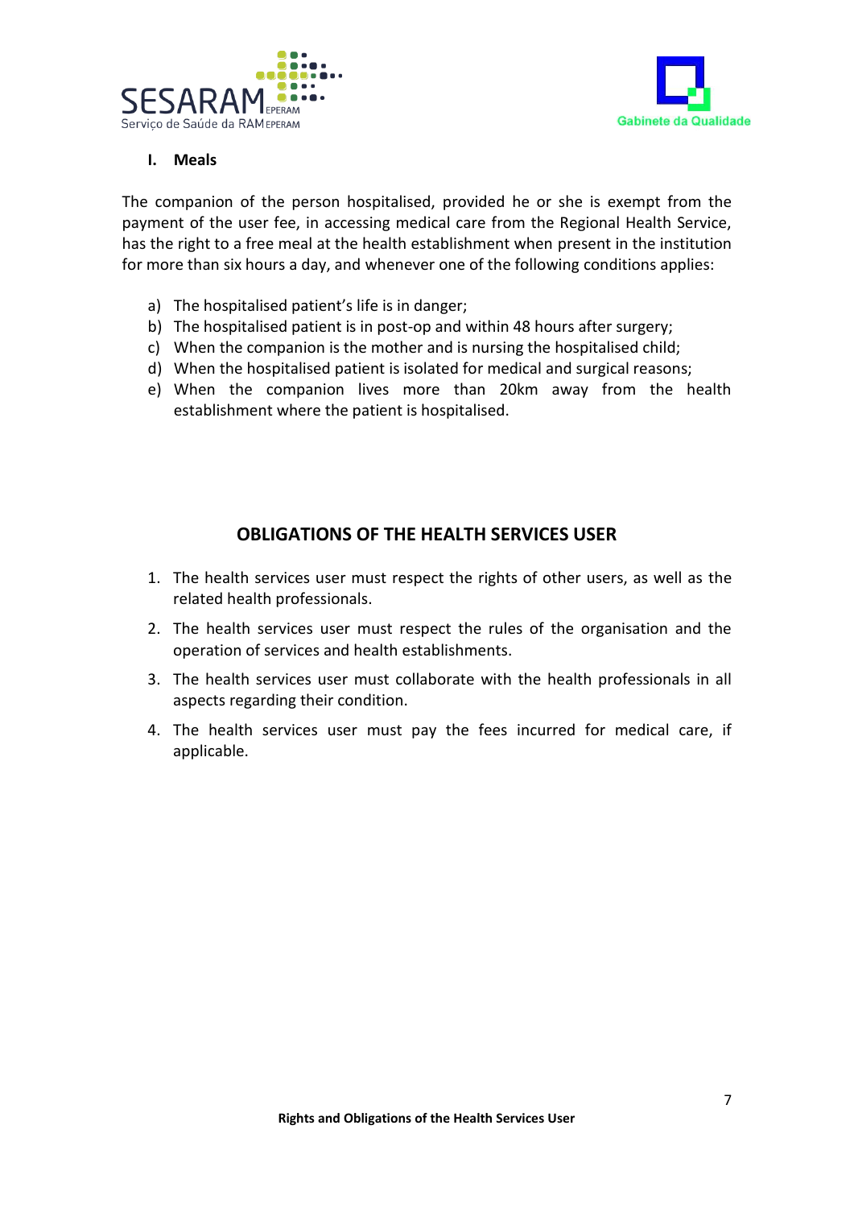### I. Meals

The companion of the person hospitalised, provided he or she is exempt from the payment of the user fee, in accessing medical care from the Regional Health Service, has the right to a free meal at the health establishment when present in the institution for more than six hours a day, and whenever one of the following conditions applies:

a) The hospitalised patient's life is in danger;
b) The hospitalised patient is in post-op and within 48 hours after surgery;
c) When the companion is the mother and is nursing the hospitalised child;
d) When the hospitalised patient is isolated for medical and surgical reasons;
e) When the companion lives more than 20km away from the health establishment where the patient is hospitalised.

## OBLIGATIONS OF THE HEALTH SERVICES USER

1. The health services user must respect the rights of other users, as well as the related health professionals.
2. The health services user must respect the rules of the organisation and the operation of services and health establishments.
3. The health services user must collaborate with the health professionals in all aspects regarding their condition.
4. The health services user must pay the fees incurred for medical care, if applicable.